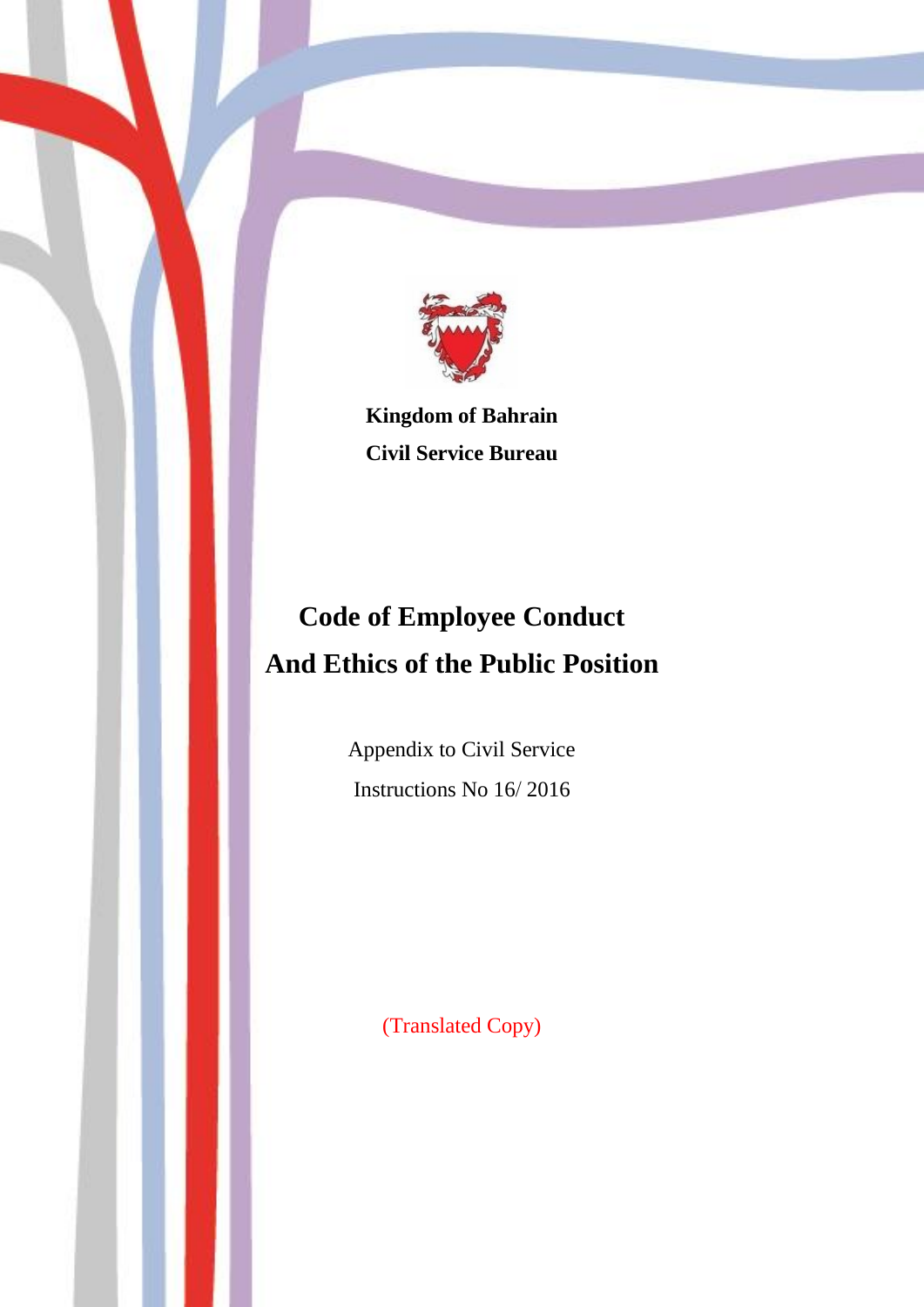**Kingdom of Bahrain**

**Civil Service Bureau**

# Code of Employee Conduct And Ethics of the Public Position

Appendix to Civil Service Instructions No 16/ 2016

(Translated Copy)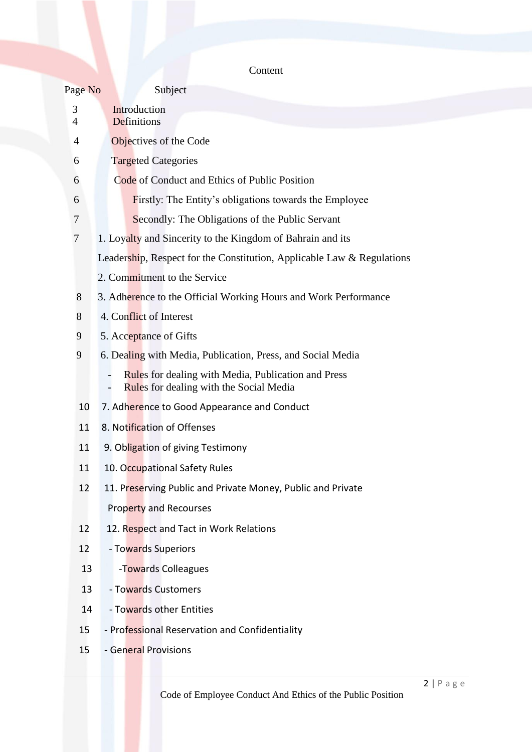# Content

| Page No | Subject |
|---|---|
| 3 | Introduction |
| 4 | Definitions |
| 4 | Objectives of the Code |
| 6 | Targeted Categories |
| 6 | Code of Conduct and Ethics of Public Position |
| 6 | Firstly: The Entity's obligations towards the Employee |
| 7 | Secondly: The Obligations of the Public Servant |
| 7 | 1. Loyalty and Sincerity to the Kingdom of Bahrain and its Leadership, Respect for the Constitution, Applicable Law & Regulations |
| | 2. Commitment to the Service |
| 8 | 3. Adherence to the Official Working Hours and Work Performance |
| 8 | 4. Conflict of Interest |
| 9 | 5. Acceptance of Gifts |
| 9 | 6. Dealing with Media, Publication, Press, and Social Media |
| | - Rules for dealing with Media, Publication and Press |
| | - Rules for dealing with the Social Media |
| 10 | 7. Adherence to Good Appearance and Conduct |
| 11 | 8. Notification of Offenses |
| 11 | 9. Obligation of giving Testimony |
| 11 | 10. Occupational Safety Rules |
| 12 | 11. Preserving Public and Private Money, Public and Private Property and Recourses |
| 12 | 12. Respect and Tact in Work Relations |
| 12 | - Towards Superiors |
| 13 | -Towards Colleagues |
| 13 | - Towards Customers |
| 14 | - Towards other Entities |
| 15 | - Professional Reservation and Confidentiality |
| 15 | - General Provisions |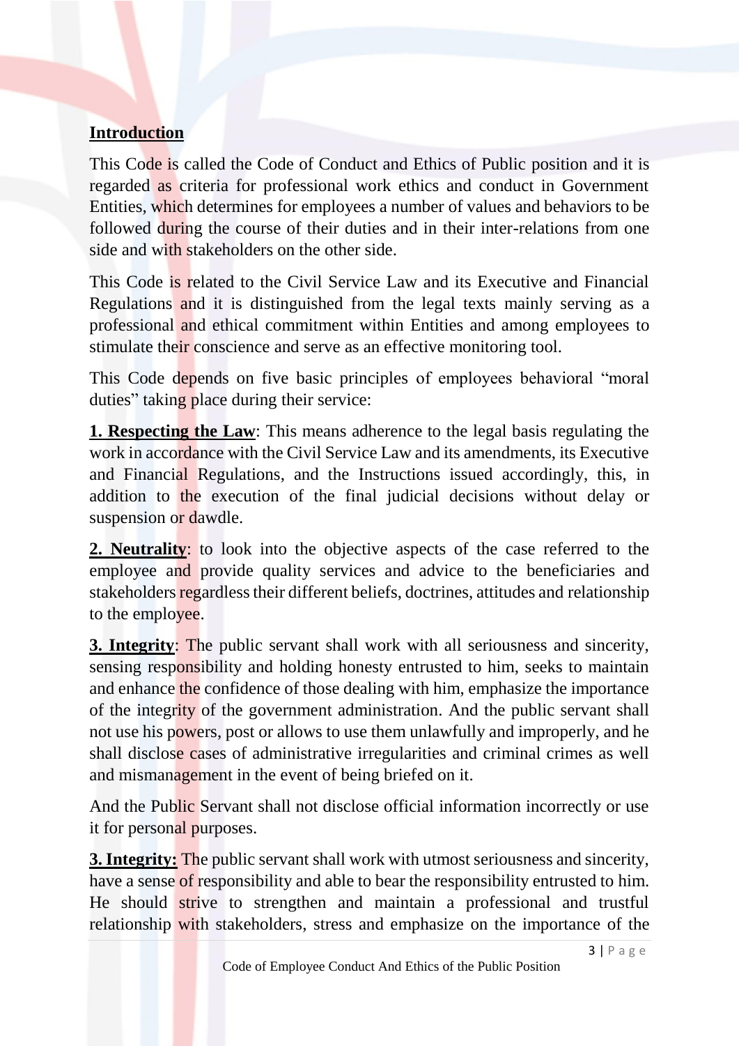## Introduction

This Code is called the Code of Conduct and Ethics of Public position and it is regarded as criteria for professional work ethics and conduct in Government Entities, which determines for employees a number of values and behaviors to be followed during the course of their duties and in their inter-relations from one side and with stakeholders on the other side.

This Code is related to the Civil Service Law and its Executive and Financial Regulations and it is distinguished from the legal texts mainly serving as a professional and ethical commitment within Entities and among employees to stimulate their conscience and serve as an effective monitoring tool.

This Code depends on five basic principles of employees behavioral "moral duties" taking place during their service:

**1. Respecting the Law**: This means adherence to the legal basis regulating the work in accordance with the Civil Service Law and its amendments, its Executive and Financial Regulations, and the Instructions issued accordingly, this, in addition to the execution of the final judicial decisions without delay or suspension or dawdle.

**2. Neutrality**: to look into the objective aspects of the case referred to the employee and provide quality services and advice to the beneficiaries and stakeholders regardless their different beliefs, doctrines, attitudes and relationship to the employee.

**3. Integrity**: The public servant shall work with all seriousness and sincerity, sensing responsibility and holding honesty entrusted to him, seeks to maintain and enhance the confidence of those dealing with him, emphasize the importance of the integrity of the government administration. And the public servant shall not use his powers, post or allows to use them unlawfully and improperly, and he shall disclose cases of administrative irregularities and criminal crimes as well and mismanagement in the event of being briefed on it.

And the Public Servant shall not disclose official information incorrectly or use it for personal purposes.

**3. Integrity:** The public servant shall work with utmost seriousness and sincerity, have a sense of responsibility and able to bear the responsibility entrusted to him. He should strive to strengthen and maintain a professional and trustful relationship with stakeholders, stress and emphasize on the importance of the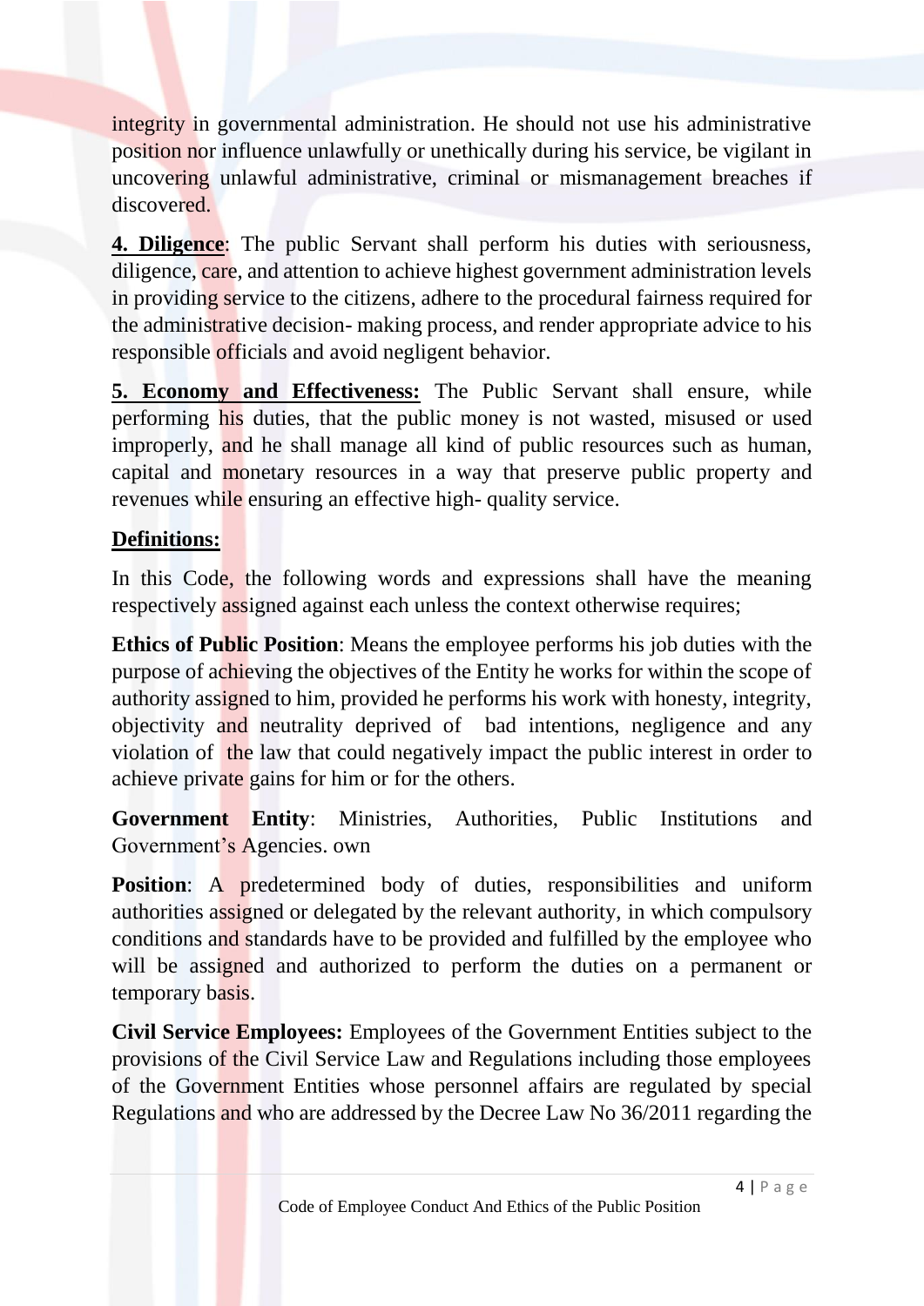integrity in governmental administration. He should not use his administrative position nor influence unlawfully or unethically during his service, be vigilant in uncovering unlawful administrative, criminal or mismanagement breaches if discovered.

**4. Diligence**: The public Servant shall perform his duties with seriousness, diligence, care, and attention to achieve highest government administration levels in providing service to the citizens, adhere to the procedural fairness required for the administrative decision- making process, and render appropriate advice to his responsible officials and avoid negligent behavior.

**5. Economy and Effectiveness:** The Public Servant shall ensure, while performing his duties, that the public money is not wasted, misused or used improperly, and he shall manage all kind of public resources such as human, capital and monetary resources in a way that preserve public property and revenues while ensuring an effective high- quality service.

**Definitions:**

In this Code, the following words and expressions shall have the meaning respectively assigned against each unless the context otherwise requires;

**Ethics of Public Position**: Means the employee performs his job duties with the purpose of achieving the objectives of the Entity he works for within the scope of authority assigned to him, provided he performs his work with honesty, integrity, objectivity and neutrality deprived of bad intentions, negligence and any violation of the law that could negatively impact the public interest in order to achieve private gains for him or for the others.

**Government Entity**: Ministries, Authorities, Public Institutions and Government's Agencies. own

**Position**: A predetermined body of duties, responsibilities and uniform authorities assigned or delegated by the relevant authority, in which compulsory conditions and standards have to be provided and fulfilled by the employee who will be assigned and authorized to perform the duties on a permanent or temporary basis.

**Civil Service Employees:** Employees of the Government Entities subject to the provisions of the Civil Service Law and Regulations including those employees of the Government Entities whose personnel affairs are regulated by special Regulations and who are addressed by the Decree Law No 36/2011 regarding the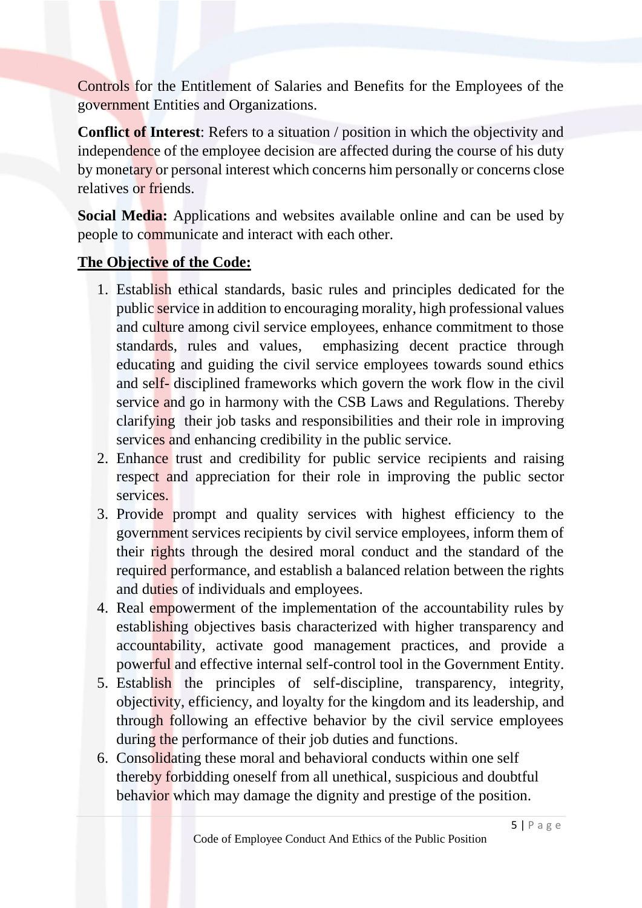Controls for the Entitlement of Salaries and Benefits for the Employees of the government Entities and Organizations.

**Conflict of Interest**: Refers to a situation / position in which the objectivity and independence of the employee decision are affected during the course of his duty by monetary or personal interest which concerns him personally or concerns close relatives or friends.

**Social Media:** Applications and websites available online and can be used by people to communicate and interact with each other.

**The Objective of the Code:**

1. Establish ethical standards, basic rules and principles dedicated for the public service in addition to encouraging morality, high professional values and culture among civil service employees, enhance commitment to those standards, rules and values, emphasizing decent practice through educating and guiding the civil service employees towards sound ethics and self- disciplined frameworks which govern the work flow in the civil service and go in harmony with the CSB Laws and Regulations. Thereby clarifying their job tasks and responsibilities and their role in improving services and enhancing credibility in the public service.
2. Enhance trust and credibility for public service recipients and raising respect and appreciation for their role in improving the public sector services.
3. Provide prompt and quality services with highest efficiency to the government services recipients by civil service employees, inform them of their rights through the desired moral conduct and the standard of the required performance, and establish a balanced relation between the rights and duties of individuals and employees.
4. Real empowerment of the implementation of the accountability rules by establishing objectives basis characterized with higher transparency and accountability, activate good management practices, and provide a powerful and effective internal self-control tool in the Government Entity.
5. Establish the principles of self-discipline, transparency, integrity, objectivity, efficiency, and loyalty for the kingdom and its leadership, and through following an effective behavior by the civil service employees during the performance of their job duties and functions.
6. Consolidating these moral and behavioral conducts within one self thereby forbidding oneself from all unethical, suspicious and doubtful behavior which may damage the dignity and prestige of the position.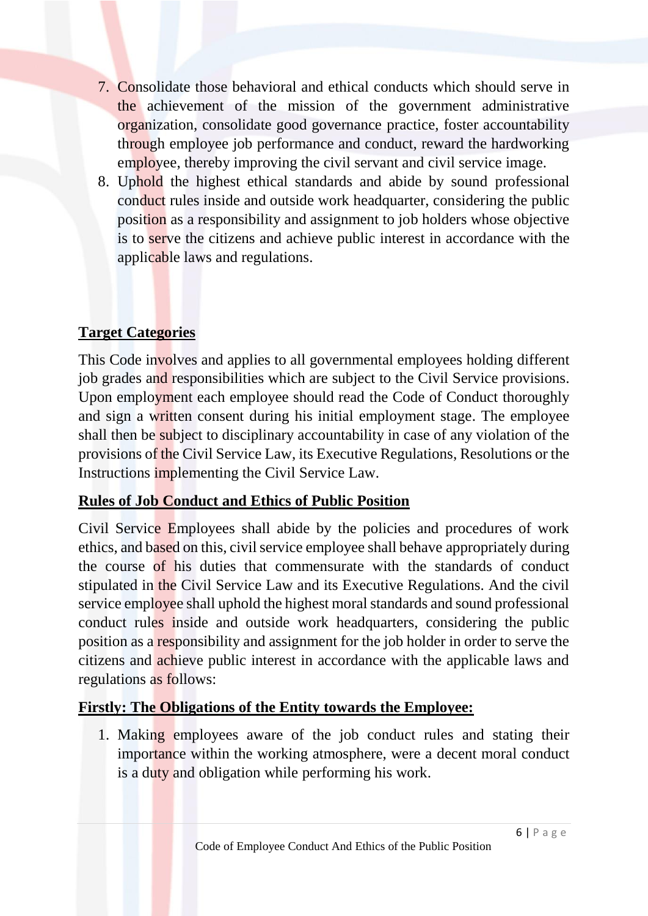7. Consolidate those behavioral and ethical conducts which should serve in the achievement of the mission of the government administrative organization, consolidate good governance practice, foster accountability through employee job performance and conduct, reward the hardworking employee, thereby improving the civil servant and civil service image.
8. Uphold the highest ethical standards and abide by sound professional conduct rules inside and outside work headquarter, considering the public position as a responsibility and assignment to job holders whose objective is to serve the citizens and achieve public interest in accordance with the applicable laws and regulations.

## Target Categories

This Code involves and applies to all governmental employees holding different job grades and responsibilities which are subject to the Civil Service provisions. Upon employment each employee should read the Code of Conduct thoroughly and sign a written consent during his initial employment stage. The employee shall then be subject to disciplinary accountability in case of any violation of the provisions of the Civil Service Law, its Executive Regulations, Resolutions or the Instructions implementing the Civil Service Law.

## Rules of Job Conduct and Ethics of Public Position

Civil Service Employees shall abide by the policies and procedures of work ethics, and based on this, civil service employee shall behave appropriately during the course of his duties that commensurate with the standards of conduct stipulated in the Civil Service Law and its Executive Regulations. And the civil service employee shall uphold the highest moral standards and sound professional conduct rules inside and outside work headquarters, considering the public position as a responsibility and assignment for the job holder in order to serve the citizens and achieve public interest in accordance with the applicable laws and regulations as follows:

### Firstly: The Obligations of the Entity towards the Employee:

1. Making employees aware of the job conduct rules and stating their importance within the working atmosphere, were a decent moral conduct is a duty and obligation while performing his work.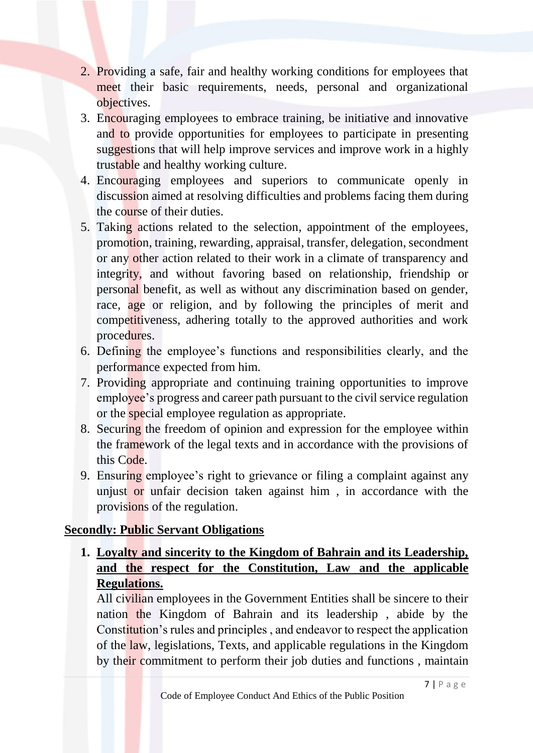2. Providing a safe, fair and healthy working conditions for employees that meet their basic requirements, needs, personal and organizational objectives.
3. Encouraging employees to embrace training, be initiative and innovative and to provide opportunities for employees to participate in presenting suggestions that will help improve services and improve work in a highly trustable and healthy working culture.
4. Encouraging employees and superiors to communicate openly in discussion aimed at resolving difficulties and problems facing them during the course of their duties.
5. Taking actions related to the selection, appointment of the employees, promotion, training, rewarding, appraisal, transfer, delegation, secondment or any other action related to their work in a climate of transparency and integrity, and without favoring based on relationship, friendship or personal benefit, as well as without any discrimination based on gender, race, age or religion, and by following the principles of merit and competitiveness, adhering totally to the approved authorities and work procedures.
6. Defining the employee's functions and responsibilities clearly, and the performance expected from him.
7. Providing appropriate and continuing training opportunities to improve employee's progress and career path pursuant to the civil service regulation or the special employee regulation as appropriate.
8. Securing the freedom of opinion and expression for the employee within the framework of the legal texts and in accordance with the provisions of this Code.
9. Ensuring employee's right to grievance or filing a complaint against any unjust or unfair decision taken against him , in accordance with the provisions of the regulation.

**Secondly: Public Servant Obligations**

1. **Loyalty and sincerity to the Kingdom of Bahrain and its Leadership, and the respect for the Constitution, Law and the applicable Regulations.**

   All civilian employees in the Government Entities shall be sincere to their nation the Kingdom of Bahrain and its leadership , abide by the Constitution's rules and principles , and endeavor to respect the application of the law, legislations, Texts, and applicable regulations in the Kingdom by their commitment to perform their job duties and functions , maintain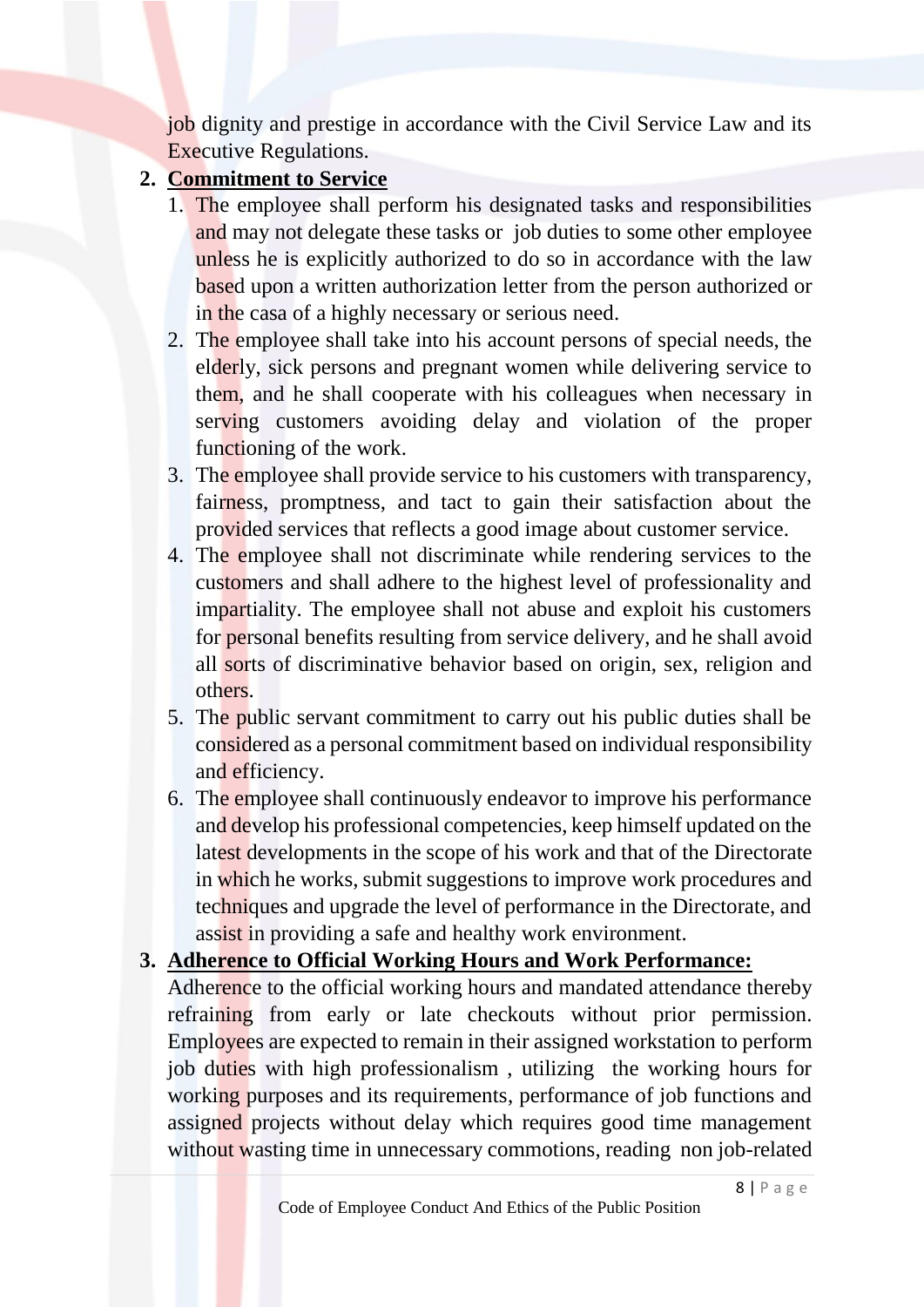job dignity and prestige in accordance with the Civil Service Law and its Executive Regulations.

2. **<u>Commitment to Service</u>**
   1. The employee shall perform his designated tasks and responsibilities and may not delegate these tasks or job duties to some other employee unless he is explicitly authorized to do so in accordance with the law based upon a written authorization letter from the person authorized or in the casa of a highly necessary or serious need.
   2. The employee shall take into his account persons of special needs, the elderly, sick persons and pregnant women while delivering service to them, and he shall cooperate with his colleagues when necessary in serving customers avoiding delay and violation of the proper functioning of the work.
   3. The employee shall provide service to his customers with transparency, fairness, promptness, and tact to gain their satisfaction about the provided services that reflects a good image about customer service.
   4. The employee shall not discriminate while rendering services to the customers and shall adhere to the highest level of professionality and impartiality. The employee shall not abuse and exploit his customers for personal benefits resulting from service delivery, and he shall avoid all sorts of discriminative behavior based on origin, sex, religion and others.
   5. The public servant commitment to carry out his public duties shall be considered as a personal commitment based on individual responsibility and efficiency.
   6. The employee shall continuously endeavor to improve his performance and develop his professional competencies, keep himself updated on the latest developments in the scope of his work and that of the Directorate in which he works, submit suggestions to improve work procedures and techniques and upgrade the level of performance in the Directorate, and assist in providing a safe and healthy work environment.

3. **<u>Adherence to Official Working Hours and Work Performance:</u>**

   Adherence to the official working hours and mandated attendance thereby refraining from early or late checkouts without prior permission. Employees are expected to remain in their assigned workstation to perform job duties with high professionalism , utilizing the working hours for working purposes and its requirements, performance of job functions and assigned projects without delay which requires good time management without wasting time in unnecessary commotions, reading non job-related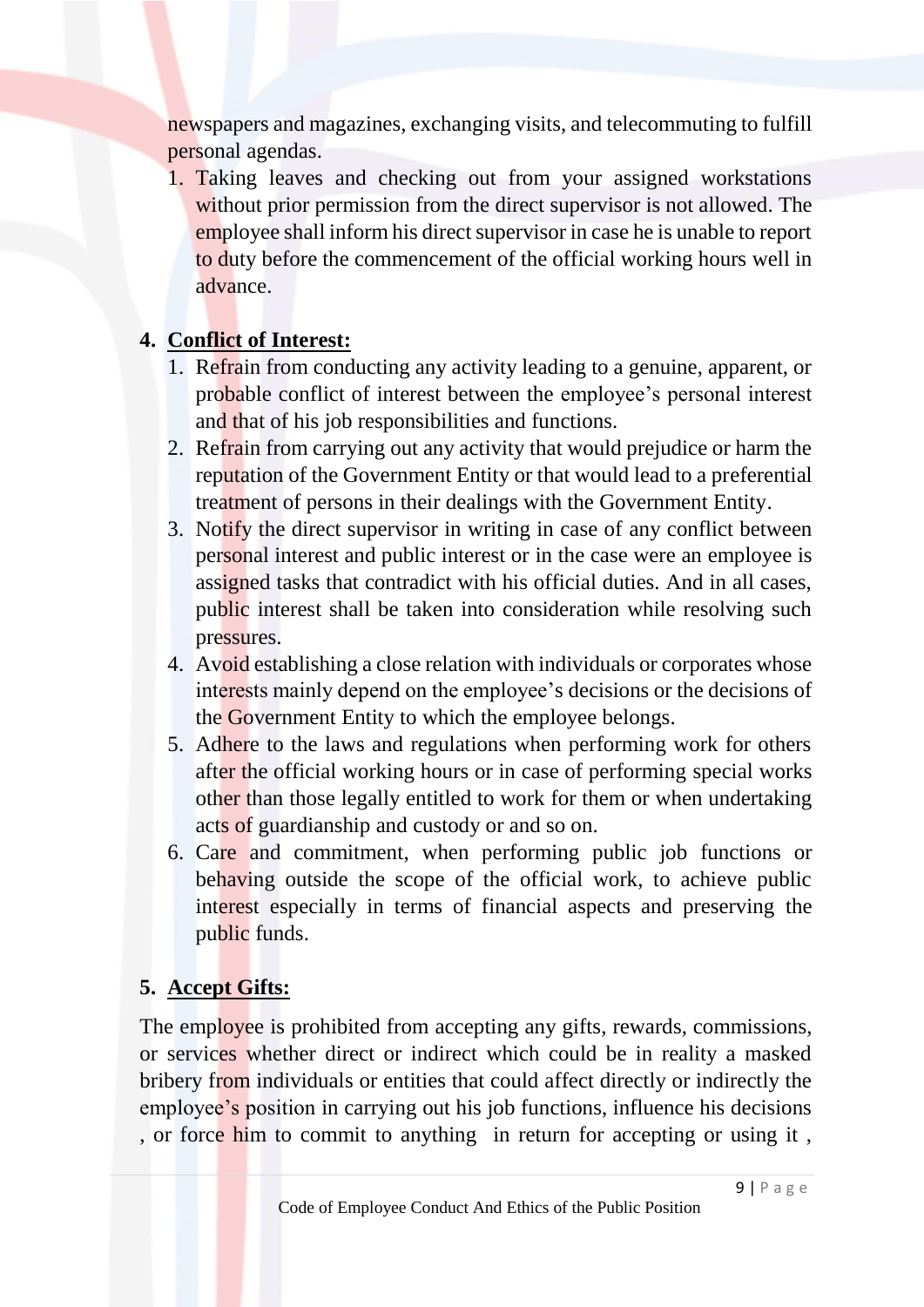newspapers and magazines, exchanging visits, and telecommuting to fulfill personal agendas.

1. Taking leaves and checking out from your assigned workstations without prior permission from the direct supervisor is not allowed. The employee shall inform his direct supervisor in case he is unable to report to duty before the commencement of the official working hours well in advance.

4. **Conflict of Interest:**

1. Refrain from conducting any activity leading to a genuine, apparent, or probable conflict of interest between the employee's personal interest and that of his job responsibilities and functions.
2. Refrain from carrying out any activity that would prejudice or harm the reputation of the Government Entity or that would lead to a preferential treatment of persons in their dealings with the Government Entity.
3. Notify the direct supervisor in writing in case of any conflict between personal interest and public interest or in the case were an employee is assigned tasks that contradict with his official duties. And in all cases, public interest shall be taken into consideration while resolving such pressures.
4. Avoid establishing a close relation with individuals or corporates whose interests mainly depend on the employee's decisions or the decisions of the Government Entity to which the employee belongs.
5. Adhere to the laws and regulations when performing work for others after the official working hours or in case of performing special works other than those legally entitled to work for them or when undertaking acts of guardianship and custody or and so on.
6. Care and commitment, when performing public job functions or behaving outside the scope of the official work, to achieve public interest especially in terms of financial aspects and preserving the public funds.

5. **Accept Gifts:**

The employee is prohibited from accepting any gifts, rewards, commissions, or services whether direct or indirect which could be in reality a masked bribery from individuals or entities that could affect directly or indirectly the employee's position in carrying out his job functions, influence his decisions , or force him to commit to anything in return for accepting or using it ,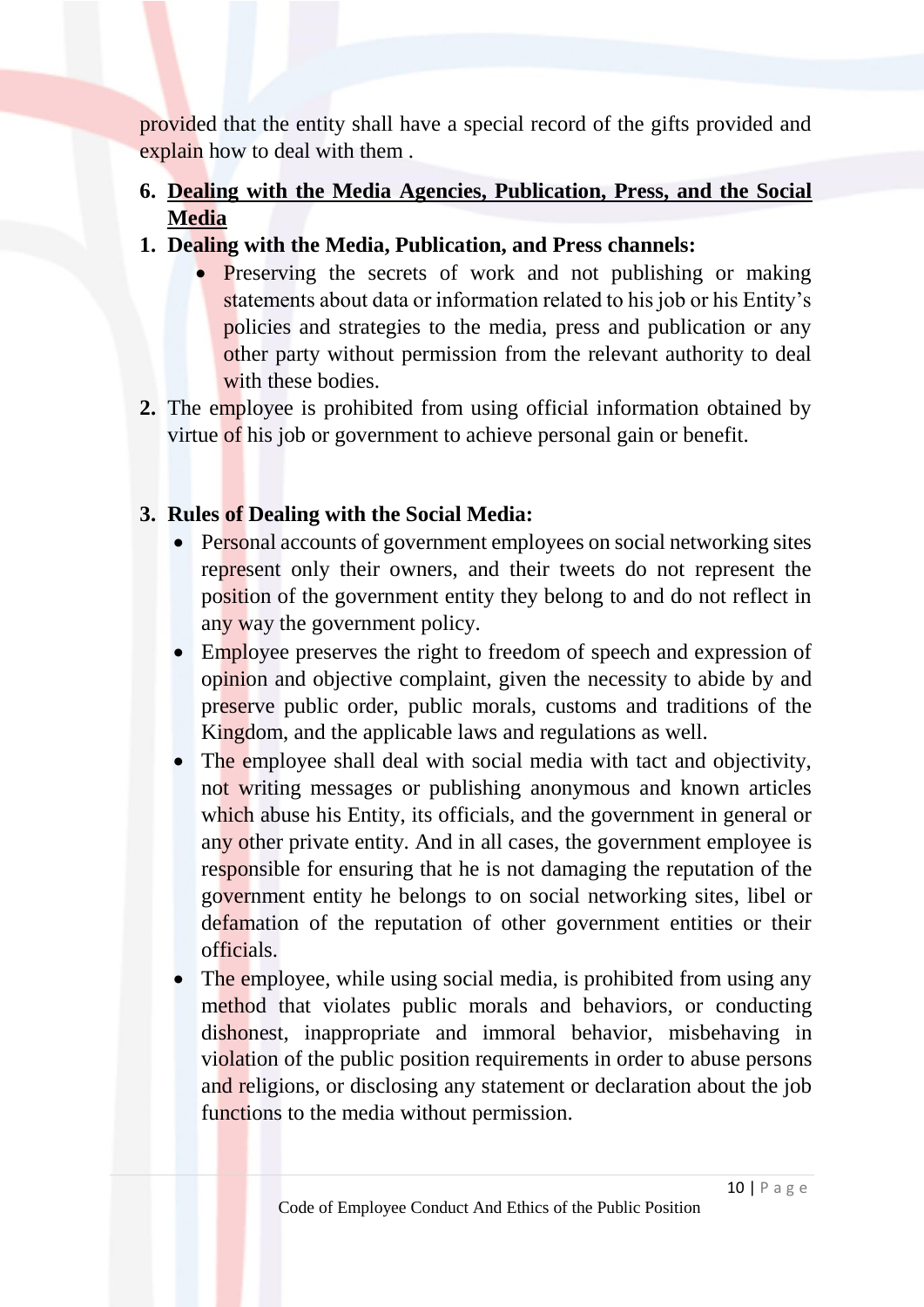provided that the entity shall have a special record of the gifts provided and explain how to deal with them .

6. **Dealing with the Media Agencies, Publication, Press, and the Social Media**

1. **Dealing with the Media, Publication, and Press channels:**
   - Preserving the secrets of work and not publishing or making statements about data or information related to his job or his Entity's policies and strategies to the media, press and publication or any other party without permission from the relevant authority to deal with these bodies.
2. The employee is prohibited from using official information obtained by virtue of his job or government to achieve personal gain or benefit.

3. **Rules of Dealing with the Social Media:**
   - Personal accounts of government employees on social networking sites represent only their owners, and their tweets do not represent the position of the government entity they belong to and do not reflect in any way the government policy.
   - Employee preserves the right to freedom of speech and expression of opinion and objective complaint, given the necessity to abide by and preserve public order, public morals, customs and traditions of the Kingdom, and the applicable laws and regulations as well.
   - The employee shall deal with social media with tact and objectivity, not writing messages or publishing anonymous and known articles which abuse his Entity, its officials, and the government in general or any other private entity. And in all cases, the government employee is responsible for ensuring that he is not damaging the reputation of the government entity he belongs to on social networking sites, libel or defamation of the reputation of other government entities or their officials.
   - The employee, while using social media, is prohibited from using any method that violates public morals and behaviors, or conducting dishonest, inappropriate and immoral behavior, misbehaving in violation of the public position requirements in order to abuse persons and religions, or disclosing any statement or declaration about the job functions to the media without permission.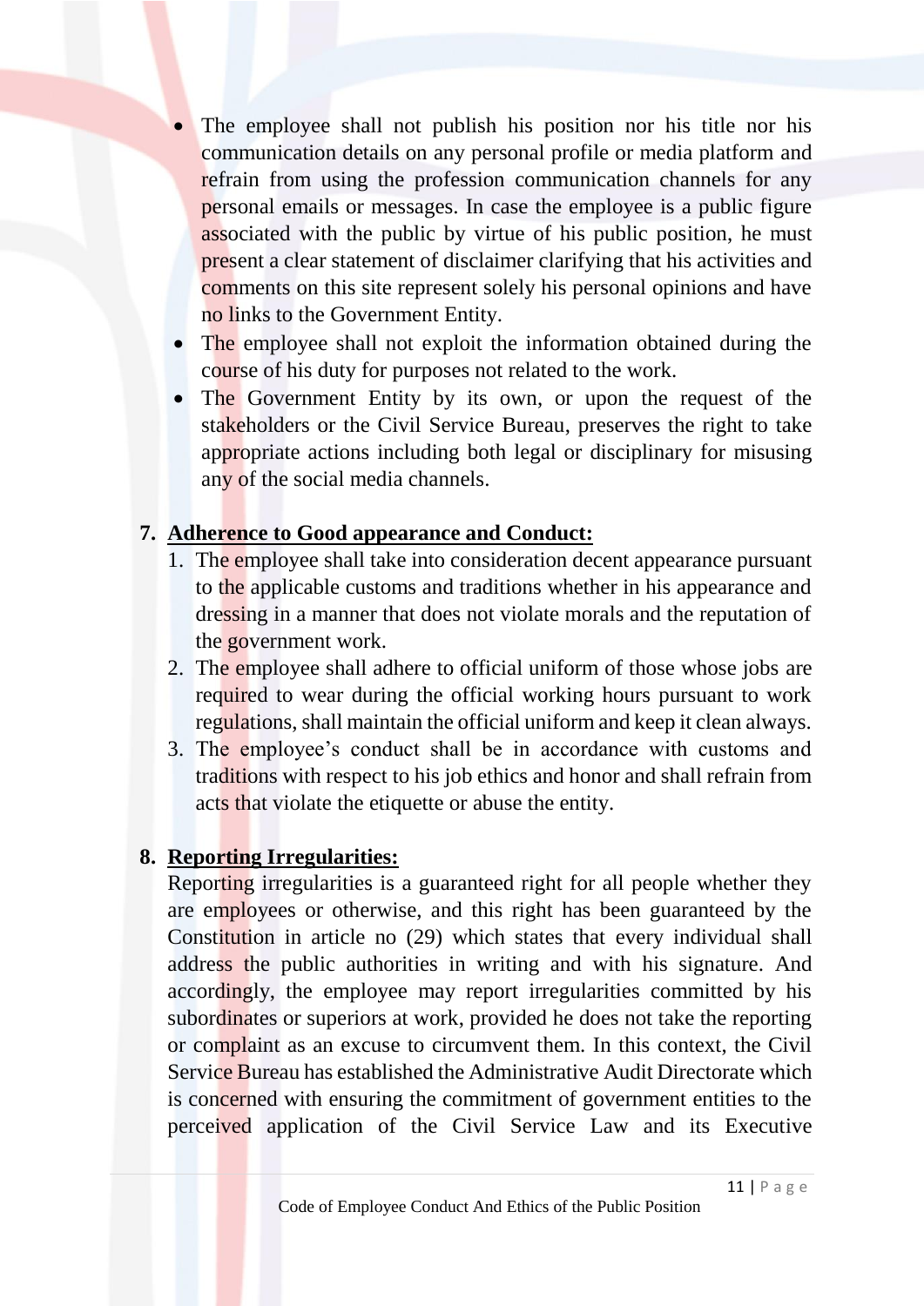- The employee shall not publish his position nor his title nor his communication details on any personal profile or media platform and refrain from using the profession communication channels for any personal emails or messages. In case the employee is a public figure associated with the public by virtue of his public position, he must present a clear statement of disclaimer clarifying that his activities and comments on this site represent solely his personal opinions and have no links to the Government Entity.
- The employee shall not exploit the information obtained during the course of his duty for purposes not related to the work.
- The Government Entity by its own, or upon the request of the stakeholders or the Civil Service Bureau, preserves the right to take appropriate actions including both legal or disciplinary for misusing any of the social media channels.

## 7. Adherence to Good appearance and Conduct:

1. The employee shall take into consideration decent appearance pursuant to the applicable customs and traditions whether in his appearance and dressing in a manner that does not violate morals and the reputation of the government work.
2. The employee shall adhere to official uniform of those whose jobs are required to wear during the official working hours pursuant to work regulations, shall maintain the official uniform and keep it clean always.
3. The employee's conduct shall be in accordance with customs and traditions with respect to his job ethics and honor and shall refrain from acts that violate the etiquette or abuse the entity.

## 8. Reporting Irregularities:

Reporting irregularities is a guaranteed right for all people whether they are employees or otherwise, and this right has been guaranteed by the Constitution in article no (29) which states that every individual shall address the public authorities in writing and with his signature. And accordingly, the employee may report irregularities committed by his subordinates or superiors at work, provided he does not take the reporting or complaint as an excuse to circumvent them. In this context, the Civil Service Bureau has established the Administrative Audit Directorate which is concerned with ensuring the commitment of government entities to the perceived application of the Civil Service Law and its Executive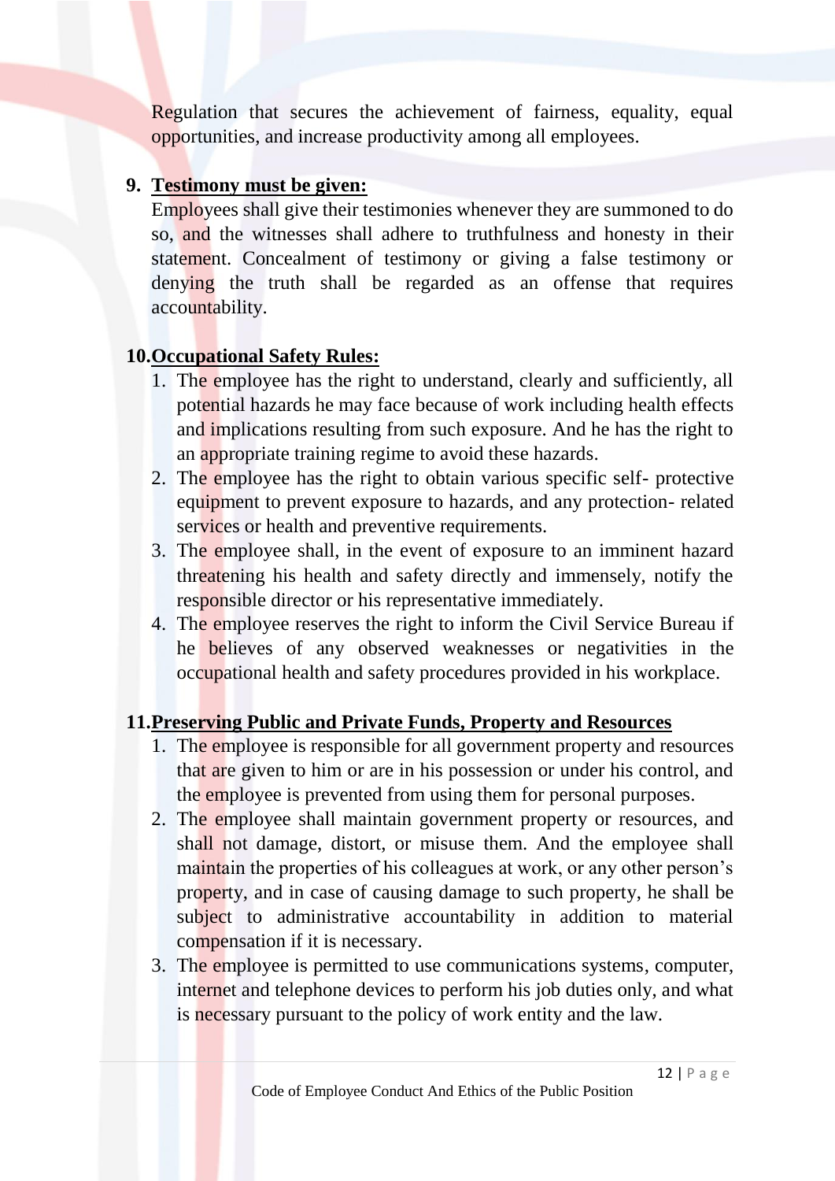Regulation that secures the achievement of fairness, equality, equal opportunities, and increase productivity among all employees.

9. **Testimony must be given:**

Employees shall give their testimonies whenever they are summoned to do so, and the witnesses shall adhere to truthfulness and honesty in their statement. Concealment of testimony or giving a false testimony or denying the truth shall be regarded as an offense that requires accountability.

10. **Occupational Safety Rules:**

1. The employee has the right to understand, clearly and sufficiently, all potential hazards he may face because of work including health effects and implications resulting from such exposure. And he has the right to an appropriate training regime to avoid these hazards.
2. The employee has the right to obtain various specific self- protective equipment to prevent exposure to hazards, and any protection- related services or health and preventive requirements.
3. The employee shall, in the event of exposure to an imminent hazard threatening his health and safety directly and immensely, notify the responsible director or his representative immediately.
4. The employee reserves the right to inform the Civil Service Bureau if he believes of any observed weaknesses or negativities in the occupational health and safety procedures provided in his workplace.

11. **Preserving Public and Private Funds, Property and Resources**

1. The employee is responsible for all government property and resources that are given to him or are in his possession or under his control, and the employee is prevented from using them for personal purposes.
2. The employee shall maintain government property or resources, and shall not damage, distort, or misuse them. And the employee shall maintain the properties of his colleagues at work, or any other person's property, and in case of causing damage to such property, he shall be subject to administrative accountability in addition to material compensation if it is necessary.
3. The employee is permitted to use communications systems, computer, internet and telephone devices to perform his job duties only, and what is necessary pursuant to the policy of work entity and the law.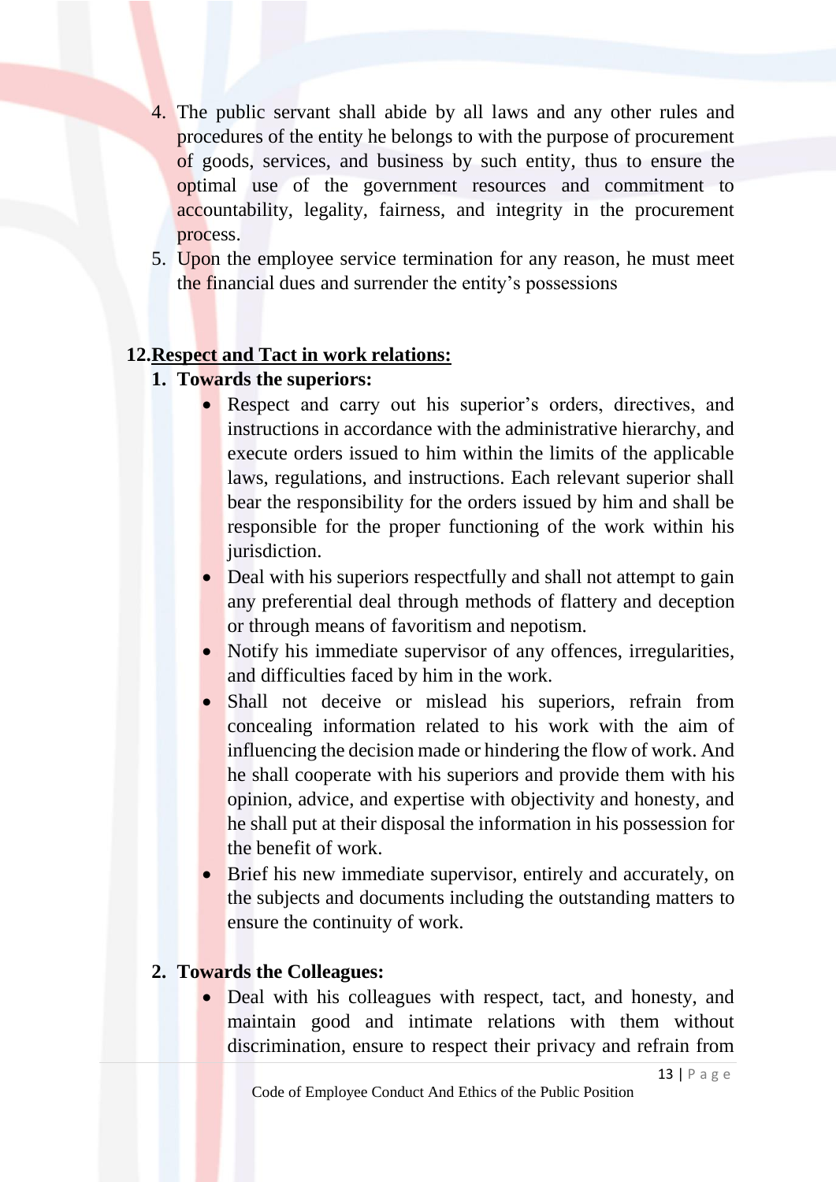4. The public servant shall abide by all laws and any other rules and procedures of the entity he belongs to with the purpose of procurement of goods, services, and business by such entity, thus to ensure the optimal use of the government resources and commitment to accountability, legality, fairness, and integrity in the procurement process.
5. Upon the employee service termination for any reason, he must meet the financial dues and surrender the entity's possessions

## 12. <u>Respect and Tact in work relations:</u>

1. **Towards the superiors:**
    - Respect and carry out his superior's orders, directives, and instructions in accordance with the administrative hierarchy, and execute orders issued to him within the limits of the applicable laws, regulations, and instructions. Each relevant superior shall bear the responsibility for the orders issued by him and shall be responsible for the proper functioning of the work within his jurisdiction.
    - Deal with his superiors respectfully and shall not attempt to gain any preferential deal through methods of flattery and deception or through means of favoritism and nepotism.
    - Notify his immediate supervisor of any offences, irregularities, and difficulties faced by him in the work.
    - Shall not deceive or mislead his superiors, refrain from concealing information related to his work with the aim of influencing the decision made or hindering the flow of work. And he shall cooperate with his superiors and provide them with his opinion, advice, and expertise with objectivity and honesty, and he shall put at their disposal the information in his possession for the benefit of work.
    - Brief his new immediate supervisor, entirely and accurately, on the subjects and documents including the outstanding matters to ensure the continuity of work.

2. **Towards the Colleagues:**
    - Deal with his colleagues with respect, tact, and honesty, and maintain good and intimate relations with them without discrimination, ensure to respect their privacy and refrain from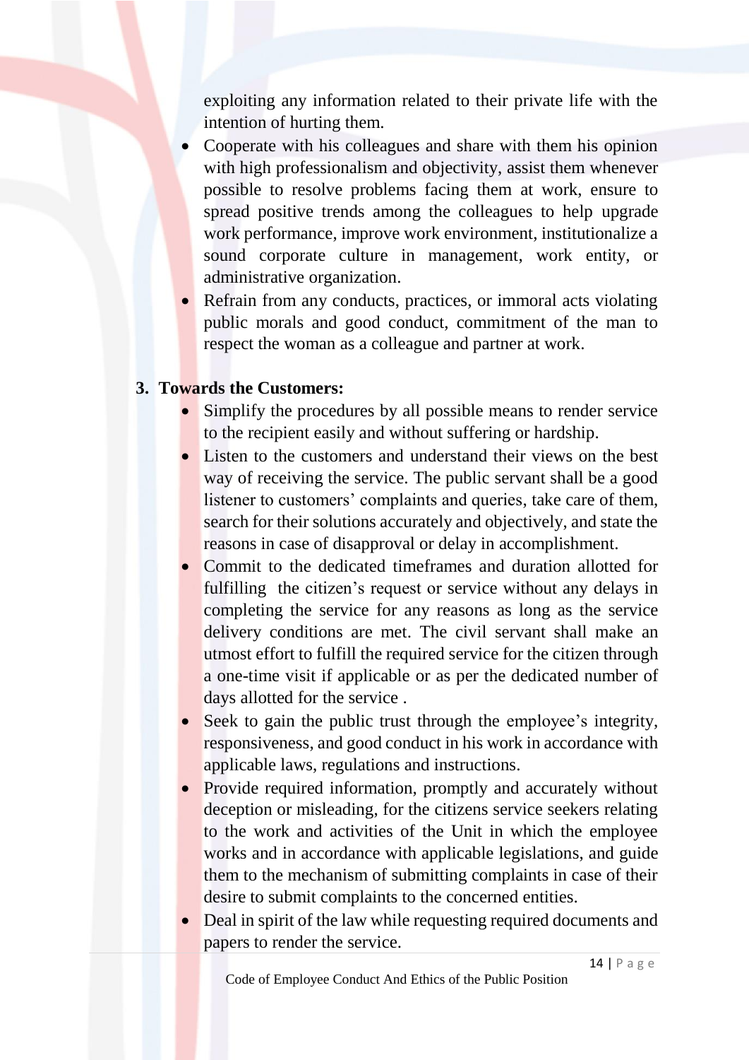exploiting any information related to their private life with the intention of hurting them.

- Cooperate with his colleagues and share with them his opinion with high professionalism and objectivity, assist them whenever possible to resolve problems facing them at work, ensure to spread positive trends among the colleagues to help upgrade work performance, improve work environment, institutionalize a sound corporate culture in management, work entity, or administrative organization.
- Refrain from any conducts, practices, or immoral acts violating public morals and good conduct, commitment of the man to respect the woman as a colleague and partner at work.

### 3. Towards the Customers:

- Simplify the procedures by all possible means to render service to the recipient easily and without suffering or hardship.
- Listen to the customers and understand their views on the best way of receiving the service. The public servant shall be a good listener to customers' complaints and queries, take care of them, search for their solutions accurately and objectively, and state the reasons in case of disapproval or delay in accomplishment.
- Commit to the dedicated timeframes and duration allotted for fulfilling the citizen's request or service without any delays in completing the service for any reasons as long as the service delivery conditions are met. The civil servant shall make an utmost effort to fulfill the required service for the citizen through a one-time visit if applicable or as per the dedicated number of days allotted for the service .
- Seek to gain the public trust through the employee's integrity, responsiveness, and good conduct in his work in accordance with applicable laws, regulations and instructions.
- Provide required information, promptly and accurately without deception or misleading, for the citizens service seekers relating to the work and activities of the Unit in which the employee works and in accordance with applicable legislations, and guide them to the mechanism of submitting complaints in case of their desire to submit complaints to the concerned entities.
- Deal in spirit of the law while requesting required documents and papers to render the service.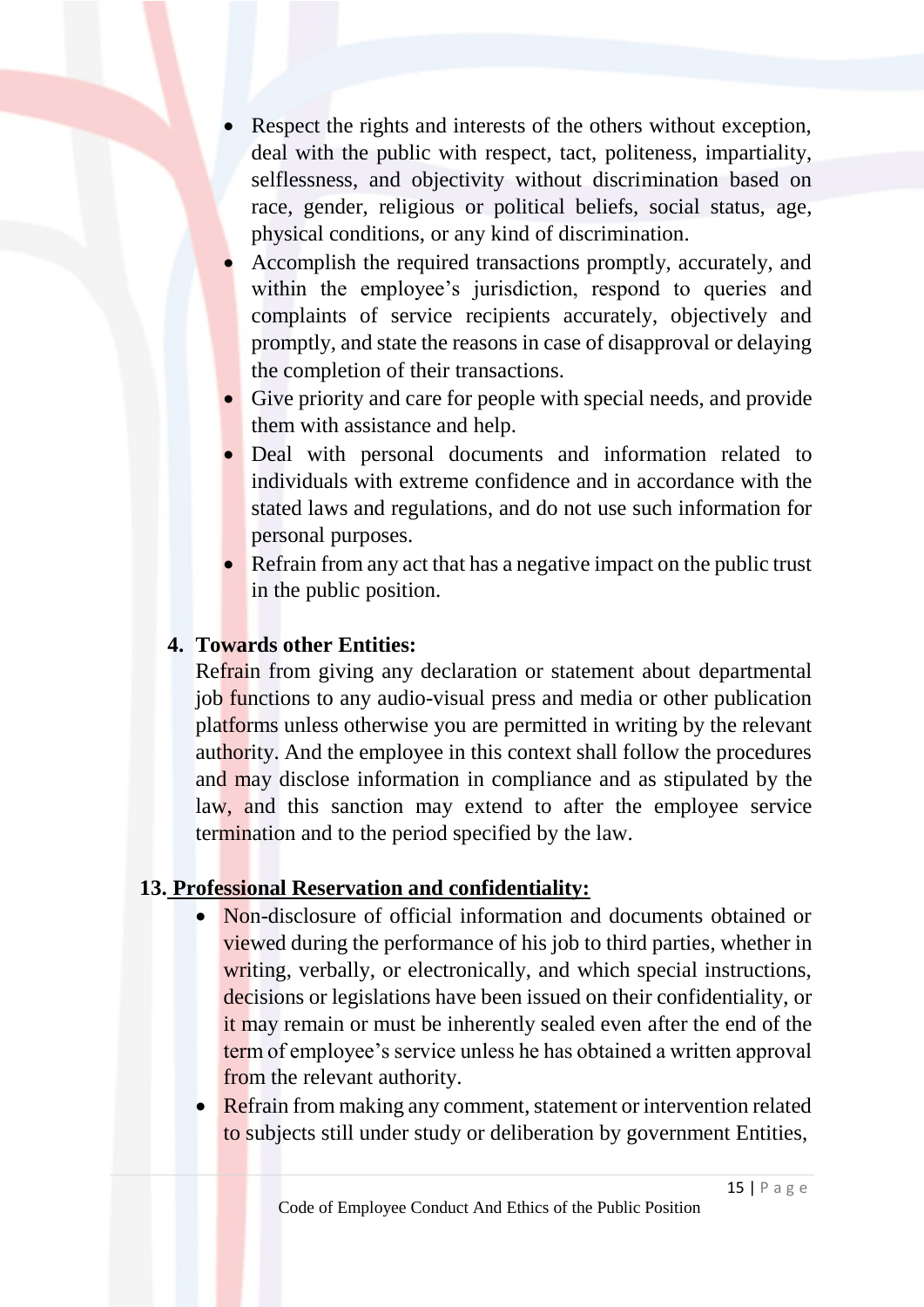- Respect the rights and interests of the others without exception, deal with the public with respect, tact, politeness, impartiality, selflessness, and objectivity without discrimination based on race, gender, religious or political beliefs, social status, age, physical conditions, or any kind of discrimination.
- Accomplish the required transactions promptly, accurately, and within the employee's jurisdiction, respond to queries and complaints of service recipients accurately, objectively and promptly, and state the reasons in case of disapproval or delaying the completion of their transactions.
- Give priority and care for people with special needs, and provide them with assistance and help.
- Deal with personal documents and information related to individuals with extreme confidence and in accordance with the stated laws and regulations, and do not use such information for personal purposes.
- Refrain from any act that has a negative impact on the public trust in the public position.

4. **Towards other Entities:**
   Refrain from giving any declaration or statement about departmental job functions to any audio-visual press and media or other publication platforms unless otherwise you are permitted in writing by the relevant authority. And the employee in this context shall follow the procedures and may disclose information in compliance and as stipulated by the law, and this sanction may extend to after the employee service termination and to the period specified by the law.

**13. <u>Professional Reservation and confidentiality:</u>**

- Non-disclosure of official information and documents obtained or viewed during the performance of his job to third parties, whether in writing, verbally, or electronically, and which special instructions, decisions or legislations have been issued on their confidentiality, or it may remain or must be inherently sealed even after the end of the term of employee's service unless he has obtained a written approval from the relevant authority.
- Refrain from making any comment, statement or intervention related to subjects still under study or deliberation by government Entities,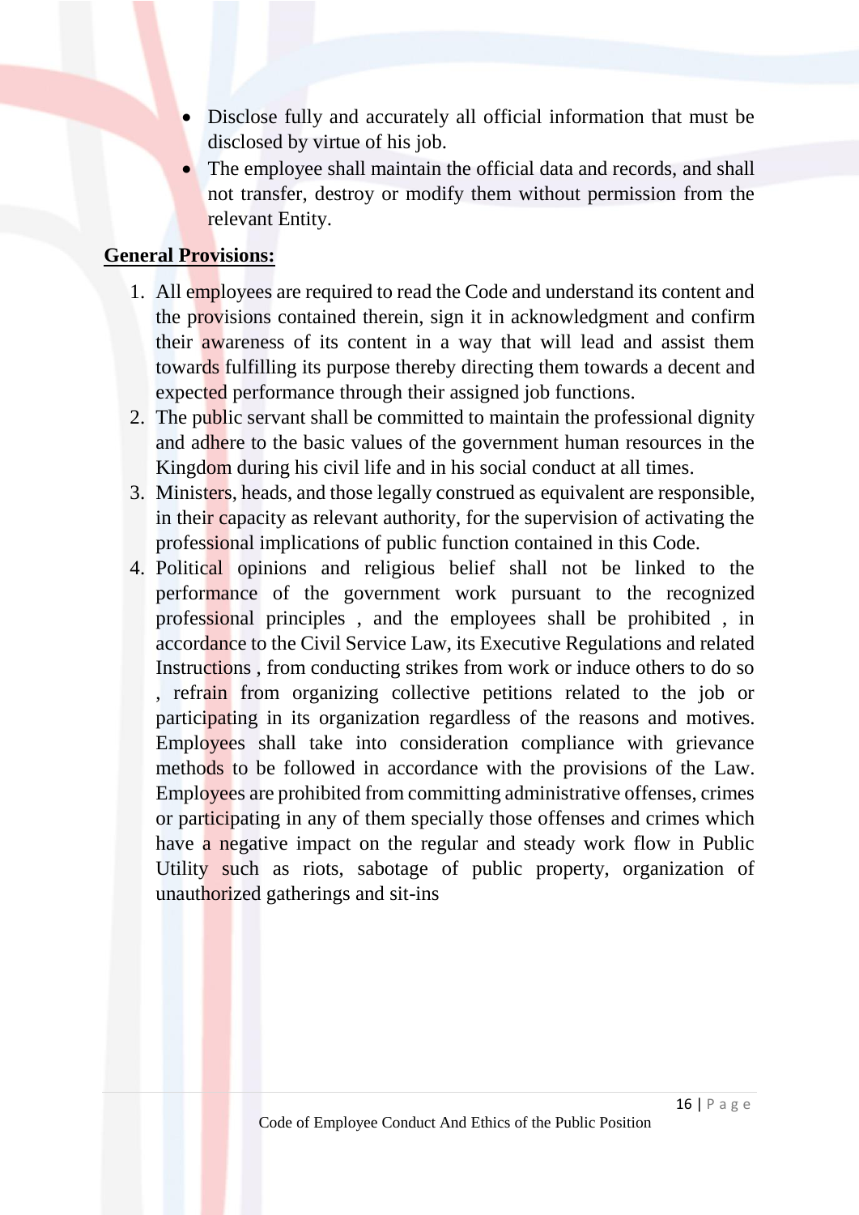- Disclose fully and accurately all official information that must be disclosed by virtue of his job.
- The employee shall maintain the official data and records, and shall not transfer, destroy or modify them without permission from the relevant Entity.

**General Provisions:**

1. All employees are required to read the Code and understand its content and the provisions contained therein, sign it in acknowledgment and confirm their awareness of its content in a way that will lead and assist them towards fulfilling its purpose thereby directing them towards a decent and expected performance through their assigned job functions.
2. The public servant shall be committed to maintain the professional dignity and adhere to the basic values of the government human resources in the Kingdom during his civil life and in his social conduct at all times.
3. Ministers, heads, and those legally construed as equivalent are responsible, in their capacity as relevant authority, for the supervision of activating the professional implications of public function contained in this Code.
4. Political opinions and religious belief shall not be linked to the performance of the government work pursuant to the recognized professional principles , and the employees shall be prohibited , in accordance to the Civil Service Law, its Executive Regulations and related Instructions , from conducting strikes from work or induce others to do so , refrain from organizing collective petitions related to the job or participating in its organization regardless of the reasons and motives. Employees shall take into consideration compliance with grievance methods to be followed in accordance with the provisions of the Law. Employees are prohibited from committing administrative offenses, crimes or participating in any of them specially those offenses and crimes which have a negative impact on the regular and steady work flow in Public Utility such as riots, sabotage of public property, organization of unauthorized gatherings and sit-ins